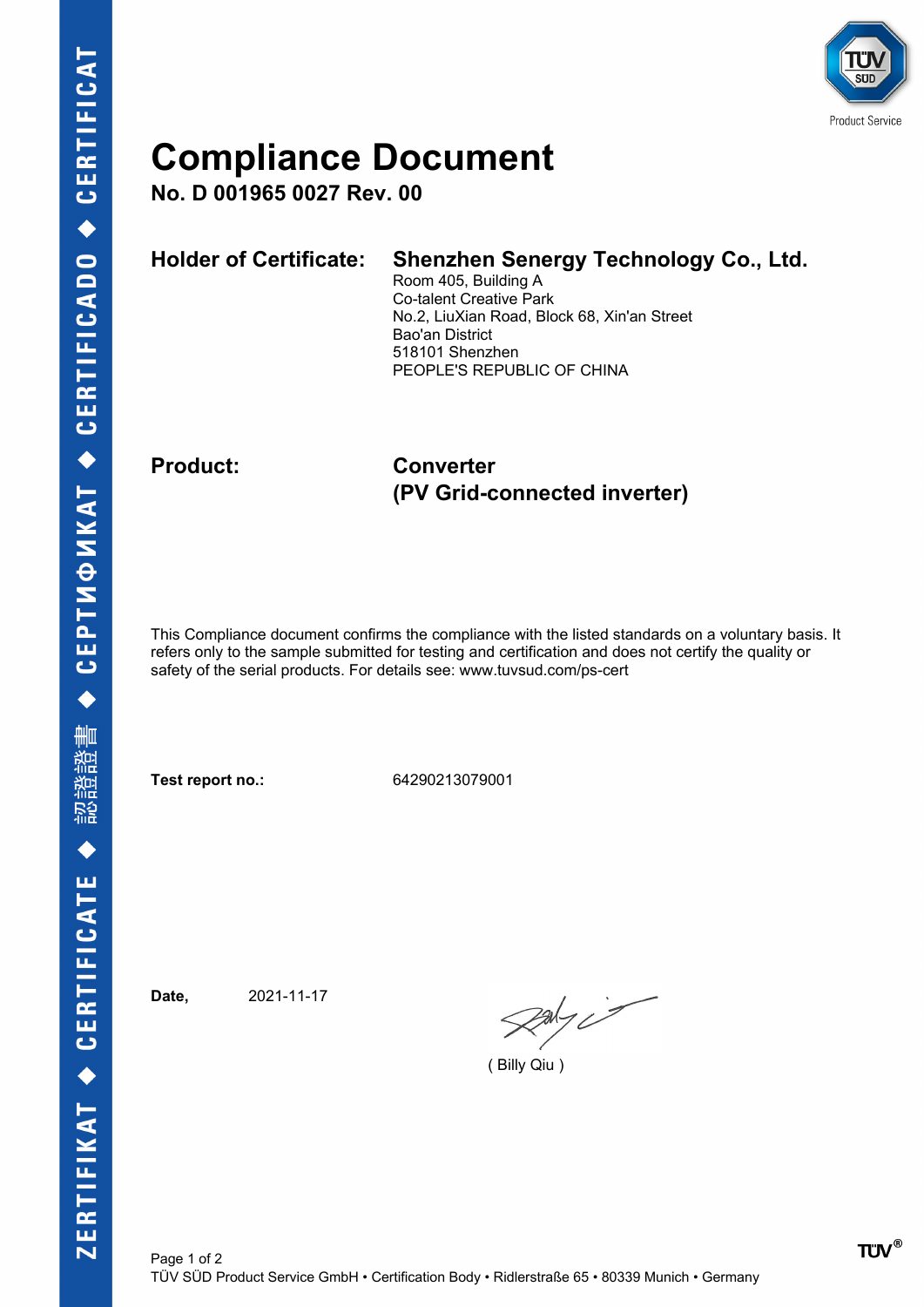# Compliance Document

**No. D 001965 0027 Rev. 00**

**Holder of Certificate:** **Shenzhen Senergy Technology Co., Ltd.**
Room 405, Building A
Co-talent Creative Park
No.2, LiuXian Road, Block 68, Xin'an Street
Bao'an District
518101 Shenzhen
PEOPLE'S REPUBLIC OF CHINA

**Product:** **Converter**
**(PV Grid-connected inverter)**

This Compliance document confirms the compliance with the listed standards on a voluntary basis. It refers only to the sample submitted for testing and certification and does not certify the quality or safety of the serial products. For details see: www.tuvsud.com/ps-cert

**Test report no.:** 64290213079001

**Date,** 2021-11-17

( Billy Qiu )

TÜV SÜD Product Service GmbH • Certification Body • Ridlerstraße 65 • 80339 Munich • Germany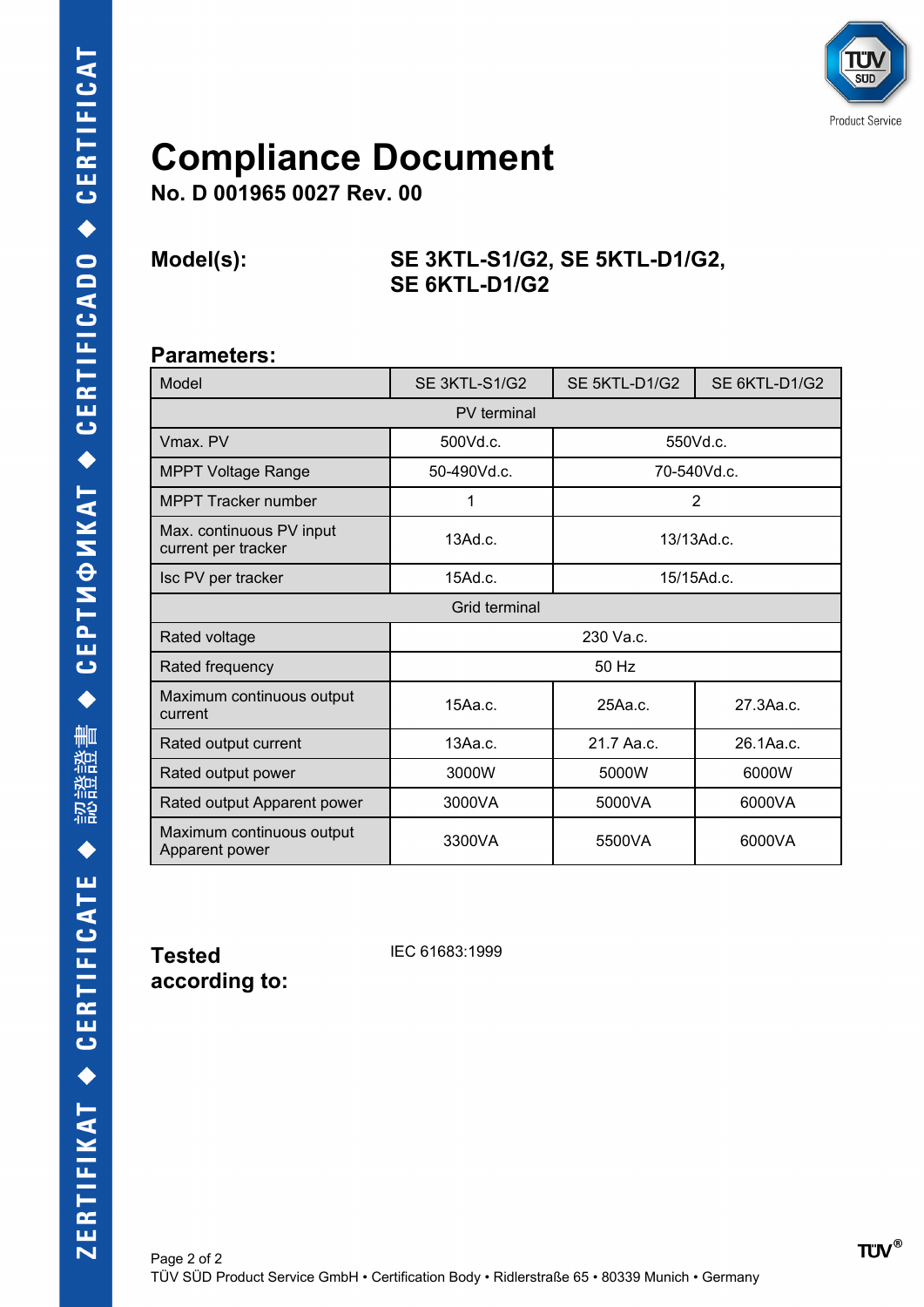# Compliance Document

**No. D 001965 0027 Rev. 00**

**Model(s):** **SE 3KTL-S1/G2, SE 5KTL-D1/G2, SE 6KTL-D1/G2**

## Parameters:

| Model | SE 3KTL-S1/G2 | SE 5KTL-D1/G2 | SE 6KTL-D1/G2 |
|---|---|---|---|
| PV terminal | | | |
| Vmax. PV | 500Vd.c. | 550Vd.c. | |
| MPPT Voltage Range | 50-490Vd.c. | 70-540Vd.c. | |
| MPPT Tracker number | 1 | 2 | |
| Max. continuous PV input current per tracker | 13Ad.c. | 13/13Ad.c. | |
| Isc PV per tracker | 15Ad.c. | 15/15Ad.c. | |
| Grid terminal | | | |
| Rated voltage | 230 Va.c. | | |
| Rated frequency | 50 Hz | | |
| Maximum continuous output current | 15Aa.c. | 25Aa.c. | 27.3Aa.c. |
| Rated output current | 13Aa.c. | 21.7 Aa.c. | 26.1Aa.c. |
| Rated output power | 3000W | 5000W | 6000W |
| Rated output Apparent power | 3000VA | 5000VA | 6000VA |
| Maximum continuous output Apparent power | 3300VA | 5500VA | 6000VA |

**Tested according to:** IEC 61683:1999

TÜV SÜD Product Service GmbH • Certification Body • Ridlerstraße 65 • 80339 Munich • Germany